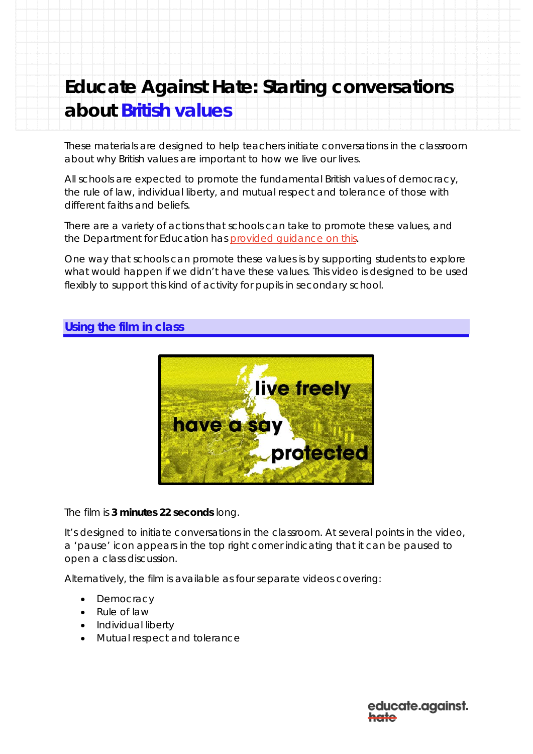# Educate Against Hate: Starting conversations about British values

These materials are designed to help teachers initiate conversations in the classroom about why British values are important to how we live our lives.

All schools are expected to promote the fundamental British values of democracy, the rule of law, individual liberty, and mutual respect and tolerance of those with different faiths and beliefs.

There are a variety of actions that schools can take to promote these values, and the Department for Education has provided guidance on this.

One way that schools can promote these values is by supporting students to explore what would happen if we didn't have these values. This video is designed to be used flexibly to support this kind of activity for pupils in secondary school.

## Using the film in class

The film is **3 minutes 22 seconds** long.

It's designed to initiate conversations in the classroom. At several points in the video, a 'pause' icon appears in the top right corner indicating that it can be paused to open a class discussion.

Alternatively, the film is available as four separate videos covering:

- Democracy
- Rule of law
- Individual liberty
- Mutual respect and tolerance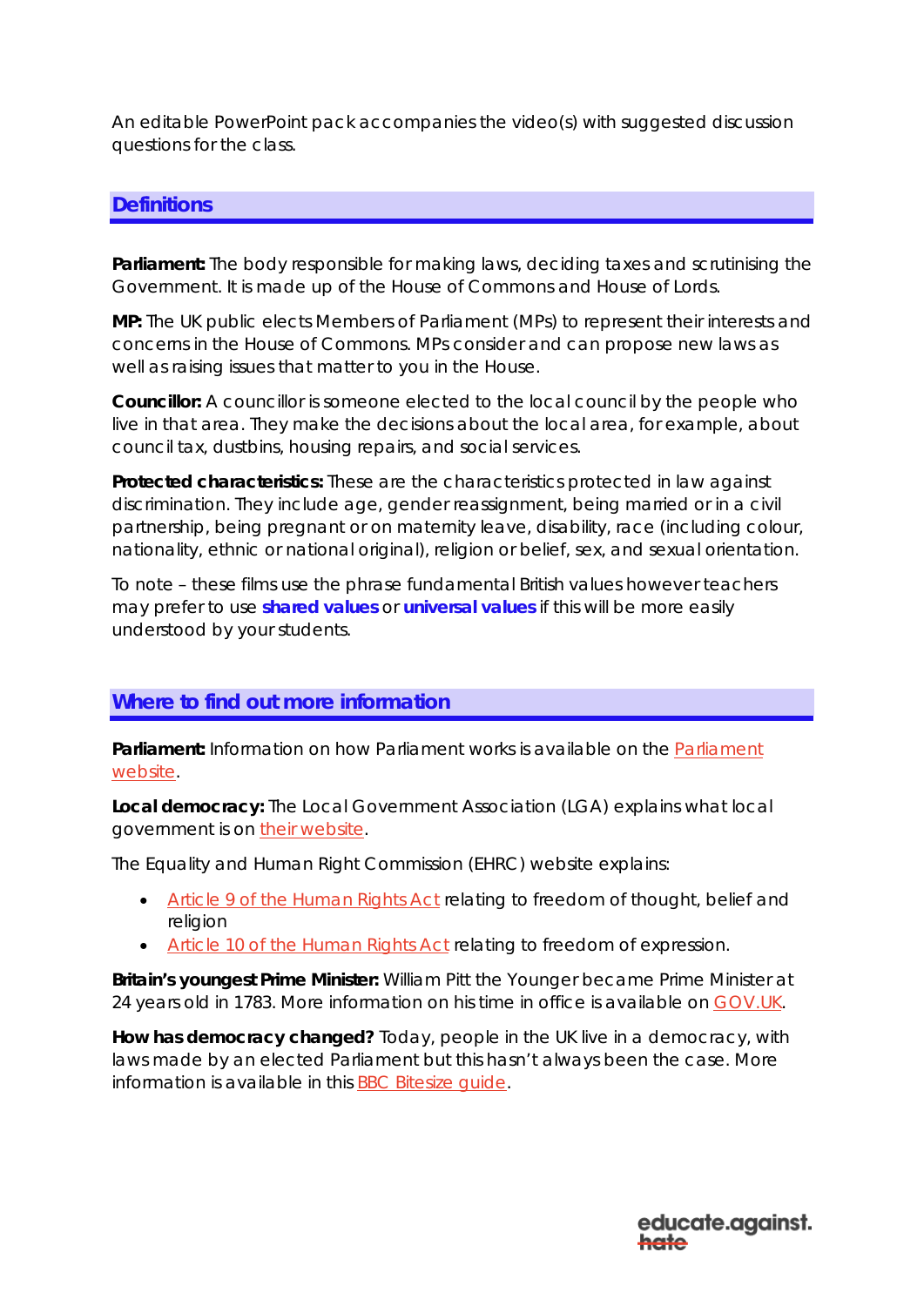An editable PowerPoint pack accompanies the video(s) with suggested discussion questions for the class.

## Definitions

**Parliament:** The body responsible for making laws, deciding taxes and scrutinising the Government. It is made up of the House of Commons and House of Lords.

**MP:** The UK public elects Members of Parliament (MPs) to represent their interests and concerns in the House of Commons. MPs consider and can propose new laws as well as raising issues that matter to you in the House.

**Councillor:** A councillor is someone elected to the local council by the people who live in that area. They make the decisions about the local area, for example, about council tax, dustbins, housing repairs, and social services.

**Protected characteristics:** These are the characteristics protected in law against discrimination. They include age, gender reassignment, being married or in a civil partnership, being pregnant or on maternity leave, disability, race (including colour, nationality, ethnic or national original), religion or belief, sex, and sexual orientation.

To note – these films use the phrase fundamental British values however teachers may prefer to use **shared values** or **universal values** if this will be more easily understood by your students.

## Where to find out more information

**Parliament:** Information on how Parliament works is available on the Parliament website.

**Local democracy:** The Local Government Association (LGA) explains what local government is on their website.

The Equality and Human Right Commission (EHRC) website explains:

- Article 9 of the Human Rights Act relating to freedom of thought, belief and religion
- Article 10 of the Human Rights Act relating to freedom of expression.

**Britain's youngest Prime Minister:** William Pitt the Younger became Prime Minister at 24 years old in 1783. More information on his time in office is available on GOV.UK.

**How has democracy changed?** Today, people in the UK live in a democracy, with laws made by an elected Parliament but this hasn't always been the case. More information is available in this BBC Bitesize guide.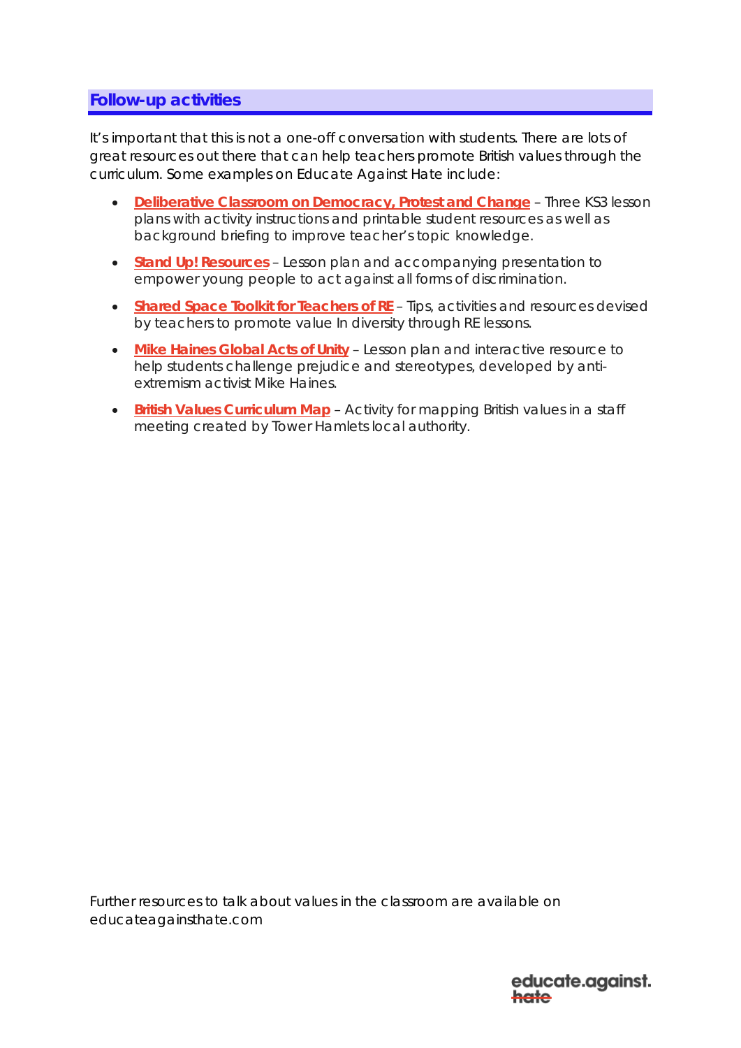## Follow-up activities

It's important that this is not a one-off conversation with students. There are lots of great resources out there that can help teachers promote British values through the curriculum. Some examples on Educate Against Hate include:

- **Deliberative Classroom on Democracy, Protest and Change** – Three KS3 lesson plans with activity instructions and printable student resources as well as background briefing to improve teacher's topic knowledge.
- **Stand Up! Resources** – Lesson plan and accompanying presentation to empower young people to act against all forms of discrimination.
- **Shared Space Toolkit for Teachers of RE** – Tips, activities and resources devised by teachers to promote value In diversity through RE lessons.
- **Mike Haines Global Acts of Unity** – Lesson plan and interactive resource to help students challenge prejudice and stereotypes, developed by anti-extremism activist Mike Haines.
- **British Values Curriculum Map** – Activity for mapping British values in a staff meeting created by Tower Hamlets local authority.

Further resources to talk about values in the classroom are available on educateagainsthate.com